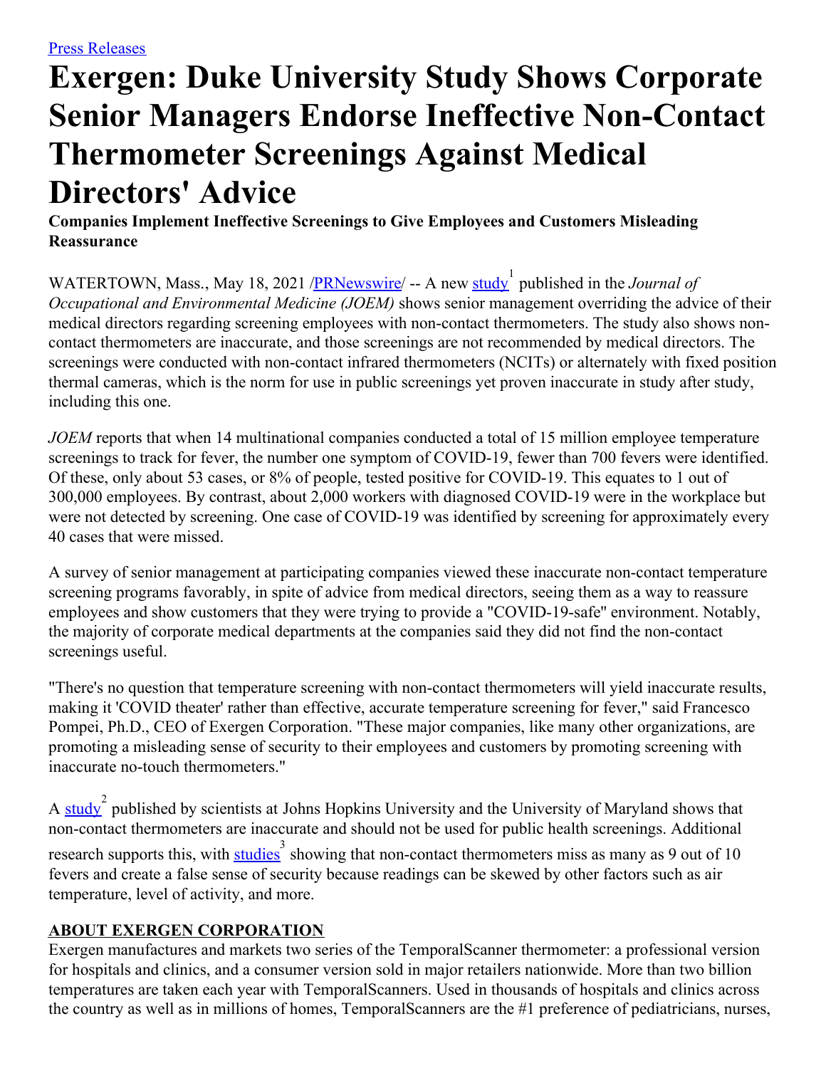Press Releases

# Exergen: Duke University Study Shows Corporate Senior Managers Endorse Ineffective Non-Contact Thermometer Screenings Against Medical Directors' Advice

**Companies Implement Ineffective Screenings to Give Employees and Customers Misleading Reassurance**

WATERTOWN, Mass., May 18, 2021 /PRNewswire/ -- A new study[1] published in the *Journal of Occupational and Environmental Medicine (JOEM)* shows senior management overriding the advice of their medical directors regarding screening employees with non-contact thermometers. The study also shows non-contact thermometers are inaccurate, and those screenings are not recommended by medical directors. The screenings were conducted with non-contact infrared thermometers (NCITs) or alternately with fixed position thermal cameras, which is the norm for use in public screenings yet proven inaccurate in study after study, including this one.

*JOEM* reports that when 14 multinational companies conducted a total of 15 million employee temperature screenings to track for fever, the number one symptom of COVID-19, fewer than 700 fevers were identified. Of these, only about 53 cases, or 8% of people, tested positive for COVID-19. This equates to 1 out of 300,000 employees. By contrast, about 2,000 workers with diagnosed COVID-19 were in the workplace but were not detected by screening. One case of COVID-19 was identified by screening for approximately every 40 cases that were missed.

A survey of senior management at participating companies viewed these inaccurate non-contact temperature screening programs favorably, in spite of advice from medical directors, seeing them as a way to reassure employees and show customers that they were trying to provide a "COVID-19-safe" environment. Notably, the majority of corporate medical departments at the companies said they did not find the non-contact screenings useful.

"There's no question that temperature screening with non-contact thermometers will yield inaccurate results, making it 'COVID theater' rather than effective, accurate temperature screening for fever," said Francesco Pompei, Ph.D., CEO of Exergen Corporation. "These major companies, like many other organizations, are promoting a misleading sense of security to their employees and customers by promoting screening with inaccurate no-touch thermometers."

A study[2] published by scientists at Johns Hopkins University and the University of Maryland shows that non-contact thermometers are inaccurate and should not be used for public health screenings. Additional research supports this, with studies[3] showing that non-contact thermometers miss as many as 9 out of 10 fevers and create a false sense of security because readings can be skewed by other factors such as air temperature, level of activity, and more.

## ABOUT EXERGEN CORPORATION

Exergen manufactures and markets two series of the TemporalScanner thermometer: a professional version for hospitals and clinics, and a consumer version sold in major retailers nationwide. More than two billion temperatures are taken each year with TemporalScanners. Used in thousands of hospitals and clinics across the country as well as in millions of homes, TemporalScanners are the #1 preference of pediatricians, nurses,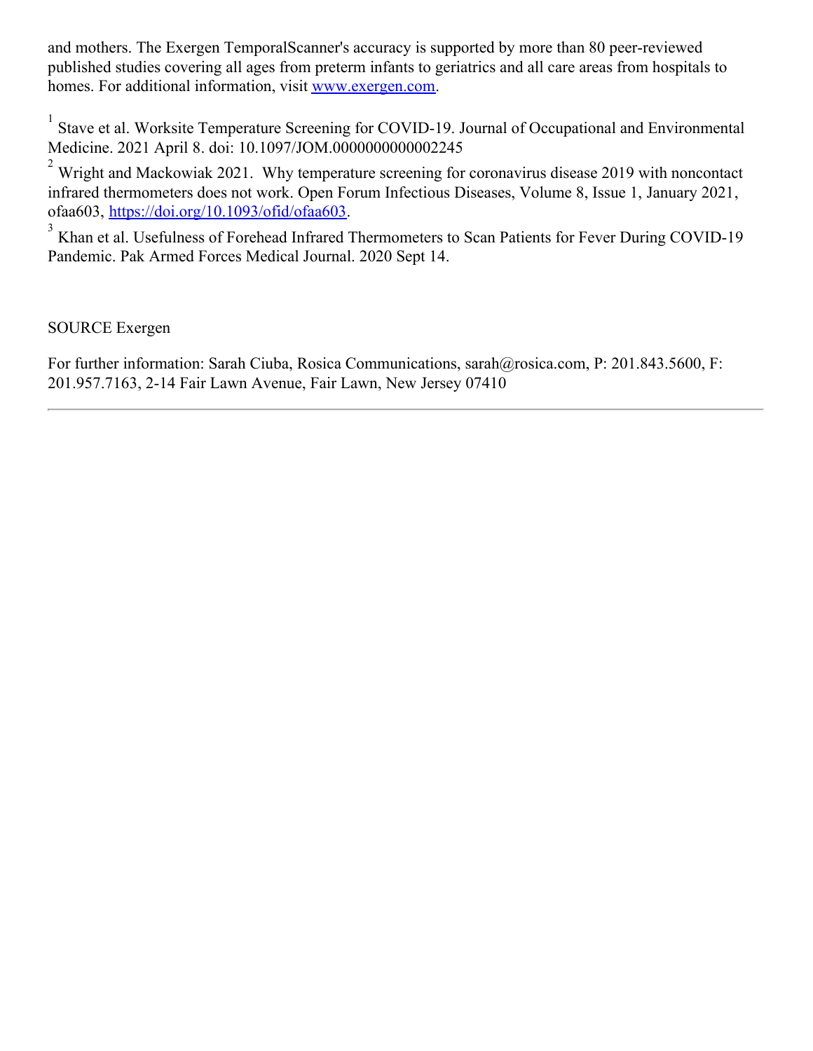and mothers. The Exergen TemporalScanner's accuracy is supported by more than 80 peer-reviewed published studies covering all ages from preterm infants to geriatrics and all care areas from hospitals to homes. For additional information, visit [www.exergen.com](http://www.exergen.com).

[1] Stave et al. Worksite Temperature Screening for COVID-19. Journal of Occupational and Environmental Medicine. 2021 April 8. doi: 10.1097/JOM.0000000000002245

[2] Wright and Mackowiak 2021. Why temperature screening for coronavirus disease 2019 with noncontact infrared thermometers does not work. Open Forum Infectious Diseases, Volume 8, Issue 1, January 2021, ofaa603, [https://doi.org/10.1093/ofid/ofaa603](https://doi.org/10.1093/ofid/ofaa603).

[3] Khan et al. Usefulness of Forehead Infrared Thermometers to Scan Patients for Fever During COVID-19 Pandemic. Pak Armed Forces Medical Journal. 2020 Sept 14.

SOURCE Exergen

For further information: Sarah Ciuba, Rosica Communications, sarah@rosica.com, P: 201.843.5600, F: 201.957.7163, 2-14 Fair Lawn Avenue, Fair Lawn, New Jersey 07410